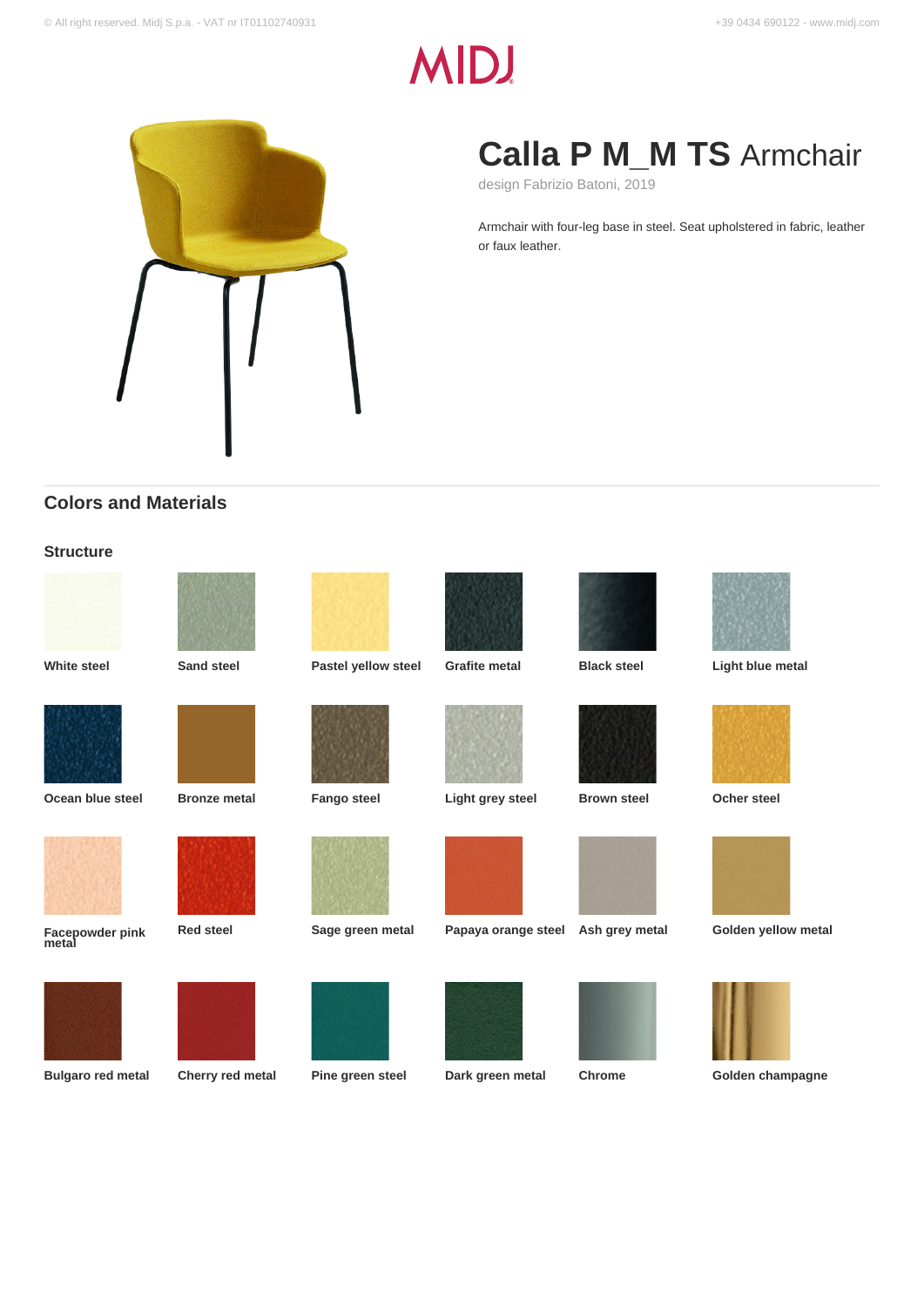# Calla P M_M TS Armchair

design Fabrizio Batoni, 2019

Armchair with four-leg base in steel. Seat upholstered in fabric, leather or faux leather.

## Colors and Materials

### Structure

- White steel
- Sand steel
- Pastel yellow steel
- Grafite metal
- Black steel
- Light blue metal
- Ocean blue steel
- Bronze metal
- Fango steel
- Light grey steel
- Brown steel
- Ocher steel
- Facepowder pink metal
- Red steel
- Sage green metal
- Papaya orange steel
- Ash grey metal
- Golden yellow metal
- Bulgaro red metal
- Cherry red metal
- Pine green steel
- Dark green metal
- Chrome
- Golden champagne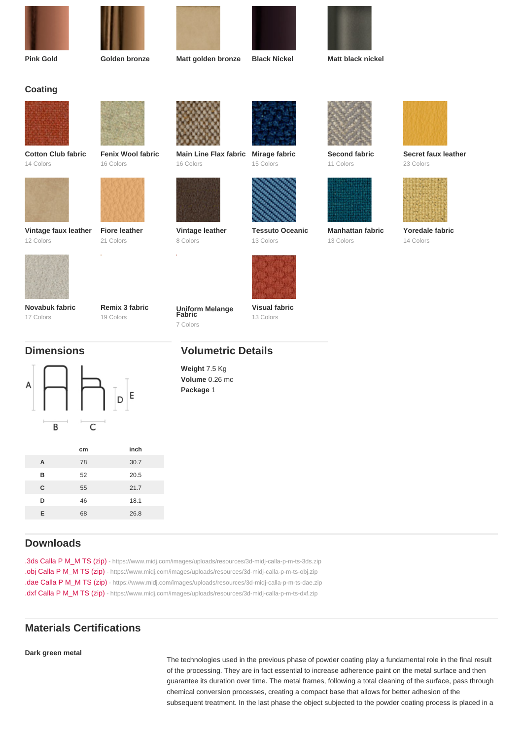Pink Gold

Golden bronze

Matt golden bronze

Black Nickel

Matt black nickel

## Coating

**Cotton Club fabric**
14 Colors

**Fenix Wool fabric**
16 Colors

**Main Line Flax fabric**
16 Colors

**Mirage fabric**
15 Colors

**Second fabric**
11 Colors

**Secret faux leather**
23 Colors

**Vintage faux leather**
12 Colors

**Fiore leather**
21 Colors

**Vintage leather**
8 Colors

**Tessuto Oceanic**
13 Colors

**Manhattan fabric**
13 Colors

**Yoredale fabric**
14 Colors

**Novabuk fabric**
17 Colors

**Remix 3 fabric**
19 Colors

**Uniform Melange Fabric**
7 Colors

**Visual fabric**
13 Colors

## Dimensions

|   | cm | inch |
|---|---|---|
| A | 78 | 30.7 |
| B | 52 | 20.5 |
| C | 55 | 21.7 |
| D | 46 | 18.1 |
| E | 68 | 26.8 |

## Volumetric Details

**Weight** 7.5 Kg
**Volume** 0.26 mc
**Package** 1

## Downloads

.3ds Calla P M_M TS (zip) - https://www.midj.com/images/uploads/resources/3d-midj-calla-p-m-ts-3ds.zip
.obj Calla P M_M TS (zip) - https://www.midj.com/images/uploads/resources/3d-midj-calla-p-m-ts-obj.zip
.dae Calla P M_M TS (zip) - https://www.midj.com/images/uploads/resources/3d-midj-calla-p-m-ts-dae.zip
.dxf Calla P M_M TS (zip) - https://www.midj.com/images/uploads/resources/3d-midj-calla-p-m-ts-dxf.zip

## Materials Certifications

**Dark green metal**

The technologies used in the previous phase of powder coating play a fundamental role in the final result of the processing. They are in fact essential to increase adherence paint on the metal surface and then guarantee its duration over time. The metal frames, following a total cleaning of the surface, pass through chemical conversion processes, creating a compact base that allows for better adhesion of the subsequent treatment. In the last phase the object subjected to the powder coating process is placed in a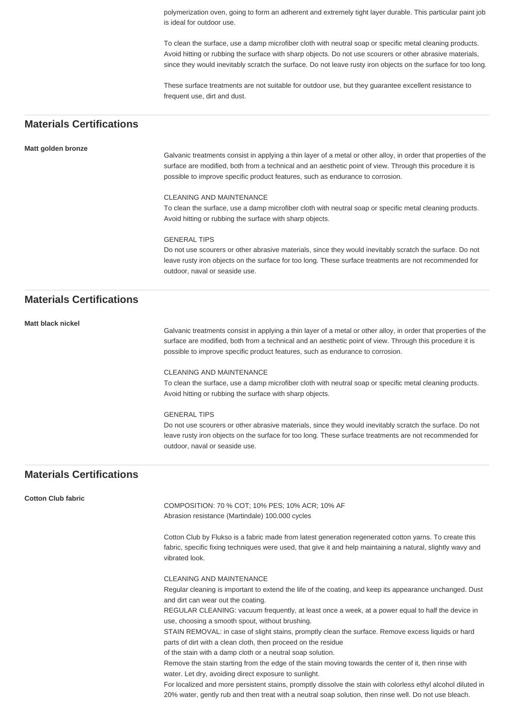polymerization oven, going to form an adherent and extremely tight layer durable. This particular paint job is ideal for outdoor use.

To clean the surface, use a damp microfiber cloth with neutral soap or specific metal cleaning products. Avoid hitting or rubbing the surface with sharp objects. Do not use scourers or other abrasive materials, since they would inevitably scratch the surface. Do not leave rusty iron objects on the surface for too long.

These surface treatments are not suitable for outdoor use, but they guarantee excellent resistance to frequent use, dirt and dust.

## Materials Certifications

**Matt golden bronze**

Galvanic treatments consist in applying a thin layer of a metal or other alloy, in order that properties of the surface are modified, both from a technical and an aesthetic point of view. Through this procedure it is possible to improve specific product features, such as endurance to corrosion.

CLEANING AND MAINTENANCE
To clean the surface, use a damp microfiber cloth with neutral soap or specific metal cleaning products. Avoid hitting or rubbing the surface with sharp objects.

GENERAL TIPS
Do not use scourers or other abrasive materials, since they would inevitably scratch the surface. Do not leave rusty iron objects on the surface for too long. These surface treatments are not recommended for outdoor, naval or seaside use.

## Materials Certifications

**Matt black nickel**

Galvanic treatments consist in applying a thin layer of a metal or other alloy, in order that properties of the surface are modified, both from a technical and an aesthetic point of view. Through this procedure it is possible to improve specific product features, such as endurance to corrosion.

CLEANING AND MAINTENANCE
To clean the surface, use a damp microfiber cloth with neutral soap or specific metal cleaning products. Avoid hitting or rubbing the surface with sharp objects.

GENERAL TIPS
Do not use scourers or other abrasive materials, since they would inevitably scratch the surface. Do not leave rusty iron objects on the surface for too long. These surface treatments are not recommended for outdoor, naval or seaside use.

## Materials Certifications

**Cotton Club fabric**

COMPOSITION: 70 % COT; 10% PES; 10% ACR; 10% AF
Abrasion resistance (Martindale) 100.000 cycles

Cotton Club by Flukso is a fabric made from latest generation regenerated cotton yarns. To create this fabric, specific fixing techniques were used, that give it and help maintaining a natural, slightly wavy and vibrated look.

CLEANING AND MAINTENANCE
Regular cleaning is important to extend the life of the coating, and keep its appearance unchanged. Dust and dirt can wear out the coating.
REGULAR CLEANING: vacuum frequently, at least once a week, at a power equal to half the device in use, choosing a smooth spout, without brushing.
STAIN REMOVAL: in case of slight stains, promptly clean the surface. Remove excess liquids or hard parts of dirt with a clean cloth, then proceed on the residue
of the stain with a damp cloth or a neutral soap solution.
Remove the stain starting from the edge of the stain moving towards the center of it, then rinse with water. Let dry, avoiding direct exposure to sunlight.
For localized and more persistent stains, promptly dissolve the stain with colorless ethyl alcohol diluted in 20% water, gently rub and then treat with a neutral soap solution, then rinse well. Do not use bleach.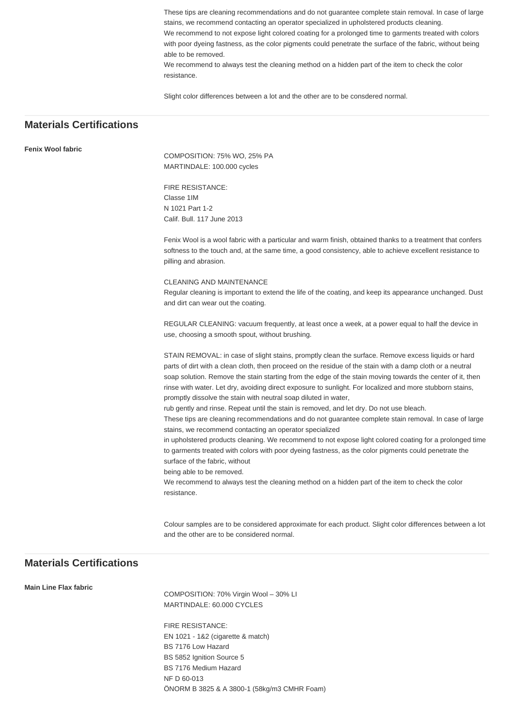These tips are cleaning recommendations and do not guarantee complete stain removal. In case of large stains, we recommend contacting an operator specialized in upholstered products cleaning.
We recommend to not expose light colored coating for a prolonged time to garments treated with colors with poor dyeing fastness, as the color pigments could penetrate the surface of the fabric, without being able to be removed.
We recommend to always test the cleaning method on a hidden part of the item to check the color resistance.

Slight color differences between a lot and the other are to be consdered normal.

## Materials Certifications

**Fenix Wool fabric**

COMPOSITION: 75% WO, 25% PA
MARTINDALE: 100.000 cycles

FIRE RESISTANCE:
Classe 1IM
N 1021 Part 1-2
Calif. Bull. 117 June 2013

Fenix Wool is a wool fabric with a particular and warm finish, obtained thanks to a treatment that confers softness to the touch and, at the same time, a good consistency, able to achieve excellent resistance to pilling and abrasion.

CLEANING AND MAINTENANCE
Regular cleaning is important to extend the life of the coating, and keep its appearance unchanged. Dust and dirt can wear out the coating.

REGULAR CLEANING: vacuum frequently, at least once a week, at a power equal to half the device in use, choosing a smooth spout, without brushing.

STAIN REMOVAL: in case of slight stains, promptly clean the surface. Remove excess liquids or hard parts of dirt with a clean cloth, then proceed on the residue of the stain with a damp cloth or a neutral soap solution. Remove the stain starting from the edge of the stain moving towards the center of it, then rinse with water. Let dry, avoiding direct exposure to sunlight. For localized and more stubborn stains, promptly dissolve the stain with neutral soap diluted in water,
rub gently and rinse. Repeat until the stain is removed, and let dry. Do not use bleach.
These tips are cleaning recommendations and do not guarantee complete stain removal. In case of large stains, we recommend contacting an operator specialized
in upholstered products cleaning. We recommend to not expose light colored coating for a prolonged time to garments treated with colors with poor dyeing fastness, as the color pigments could penetrate the surface of the fabric, without
being able to be removed.
We recommend to always test the cleaning method on a hidden part of the item to check the color resistance.

Colour samples are to be considered approximate for each product. Slight color differences between a lot and the other are to be considered normal.

## Materials Certifications

**Main Line Flax fabric**

COMPOSITION: 70% Virgin Wool – 30% LI
MARTINDALE: 60.000 CYCLES

FIRE RESISTANCE:
EN 1021 - 1&2 (cigarette & match)
BS 7176 Low Hazard
BS 5852 Ignition Source 5
BS 7176 Medium Hazard
NF D 60-013
ÖNORM B 3825 & A 3800-1 (58kg/m3 CMHR Foam)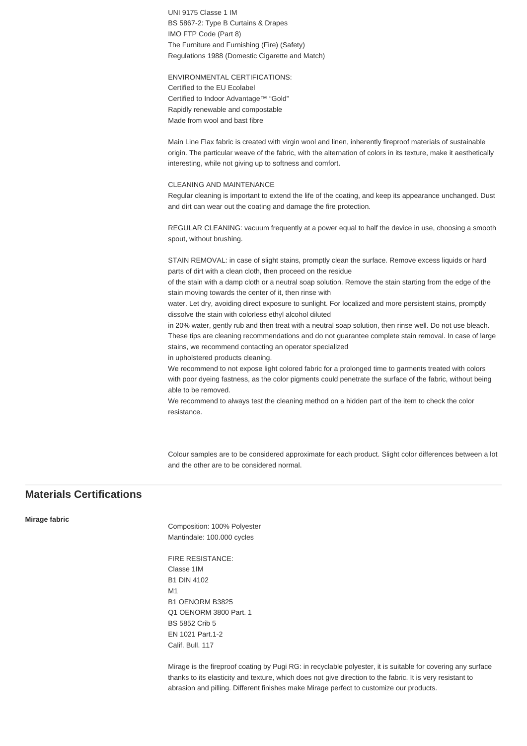UNI 9175 Classe 1 IM
BS 5867-2: Type B Curtains & Drapes
IMO FTP Code (Part 8)
The Furniture and Furnishing (Fire) (Safety)
Regulations 1988 (Domestic Cigarette and Match)

ENVIRONMENTAL CERTIFICATIONS:
Certified to the EU Ecolabel
Certified to Indoor Advantage™ "Gold"
Rapidly renewable and compostable
Made from wool and bast fibre

Main Line Flax fabric is created with virgin wool and linen, inherently fireproof materials of sustainable origin. The particular weave of the fabric, with the alternation of colors in its texture, make it aesthetically interesting, while not giving up to softness and comfort.

CLEANING AND MAINTENANCE
Regular cleaning is important to extend the life of the coating, and keep its appearance unchanged. Dust and dirt can wear out the coating and damage the fire protection.

REGULAR CLEANING: vacuum frequently at a power equal to half the device in use, choosing a smooth spout, without brushing.

STAIN REMOVAL: in case of slight stains, promptly clean the surface. Remove excess liquids or hard parts of dirt with a clean cloth, then proceed on the residue
of the stain with a damp cloth or a neutral soap solution. Remove the stain starting from the edge of the stain moving towards the center of it, then rinse with
water. Let dry, avoiding direct exposure to sunlight. For localized and more persistent stains, promptly dissolve the stain with colorless ethyl alcohol diluted
in 20% water, gently rub and then treat with a neutral soap solution, then rinse well. Do not use bleach.
These tips are cleaning recommendations and do not guarantee complete stain removal. In case of large stains, we recommend contacting an operator specialized
in upholstered products cleaning.
We recommend to not expose light colored fabric for a prolonged time to garments treated with colors with poor dyeing fastness, as the color pigments could penetrate the surface of the fabric, without being able to be removed.
We recommend to always test the cleaning method on a hidden part of the item to check the color resistance.

Colour samples are to be considered approximate for each product. Slight color differences between a lot and the other are to be considered normal.

## Materials Certifications

**Mirage fabric**

Composition: 100% Polyester
Mantindale: 100.000 cycles

FIRE RESISTANCE:
Classe 1IM
B1 DIN 4102
M1
B1 OENORM B3825
Q1 OENORM 3800 Part. 1
BS 5852 Crib 5
EN 1021 Part.1-2
Calif. Bull. 117

Mirage is the fireproof coating by Pugi RG: in recyclable polyester, it is suitable for covering any surface thanks to its elasticity and texture, which does not give direction to the fabric. It is very resistant to abrasion and pilling. Different finishes make Mirage perfect to customize our products.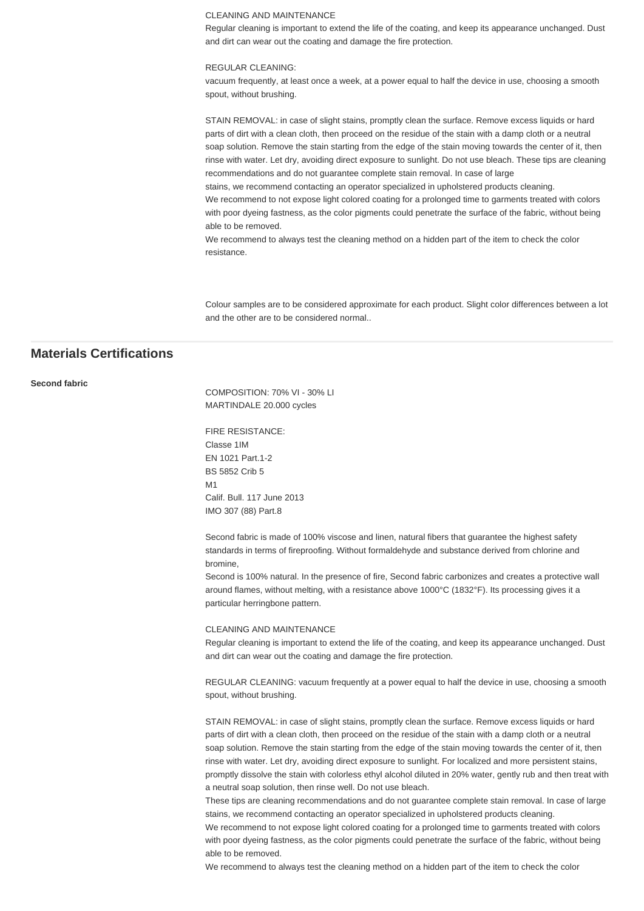CLEANING AND MAINTENANCE
Regular cleaning is important to extend the life of the coating, and keep its appearance unchanged. Dust and dirt can wear out the coating and damage the fire protection.

REGULAR CLEANING:
vacuum frequently, at least once a week, at a power equal to half the device in use, choosing a smooth spout, without brushing.

STAIN REMOVAL: in case of slight stains, promptly clean the surface. Remove excess liquids or hard parts of dirt with a clean cloth, then proceed on the residue of the stain with a damp cloth or a neutral soap solution. Remove the stain starting from the edge of the stain moving towards the center of it, then rinse with water. Let dry, avoiding direct exposure to sunlight. Do not use bleach. These tips are cleaning recommendations and do not guarantee complete stain removal. In case of large
stains, we recommend contacting an operator specialized in upholstered products cleaning.
We recommend to not expose light colored coating for a prolonged time to garments treated with colors with poor dyeing fastness, as the color pigments could penetrate the surface of the fabric, without being able to be removed.
We recommend to always test the cleaning method on a hidden part of the item to check the color resistance.

Colour samples are to be considered approximate for each product. Slight color differences between a lot and the other are to be considered normal..

## Materials Certifications

**Second fabric**

COMPOSITION: 70% VI - 30% LI
MARTINDALE 20.000 cycles

FIRE RESISTANCE:
Classe 1IM
EN 1021 Part.1-2
BS 5852 Crib 5
M1
Calif. Bull. 117 June 2013
IMO 307 (88) Part.8

Second fabric is made of 100% viscose and linen, natural fibers that guarantee the highest safety standards in terms of fireproofing. Without formaldehyde and substance derived from chlorine and bromine,
Second is 100% natural. In the presence of fire, Second fabric carbonizes and creates a protective wall around flames, without melting, with a resistance above 1000°C (1832°F). Its processing gives it a particular herringbone pattern.

CLEANING AND MAINTENANCE
Regular cleaning is important to extend the life of the coating, and keep its appearance unchanged. Dust and dirt can wear out the coating and damage the fire protection.

REGULAR CLEANING: vacuum frequently at a power equal to half the device in use, choosing a smooth spout, without brushing.

STAIN REMOVAL: in case of slight stains, promptly clean the surface. Remove excess liquids or hard parts of dirt with a clean cloth, then proceed on the residue of the stain with a damp cloth or a neutral soap solution. Remove the stain starting from the edge of the stain moving towards the center of it, then rinse with water. Let dry, avoiding direct exposure to sunlight. For localized and more persistent stains, promptly dissolve the stain with colorless ethyl alcohol diluted in 20% water, gently rub and then treat with a neutral soap solution, then rinse well. Do not use bleach.
These tips are cleaning recommendations and do not guarantee complete stain removal. In case of large stains, we recommend contacting an operator specialized in upholstered products cleaning.
We recommend to not expose light colored coating for a prolonged time to garments treated with colors with poor dyeing fastness, as the color pigments could penetrate the surface of the fabric, without being able to be removed.
We recommend to always test the cleaning method on a hidden part of the item to check the color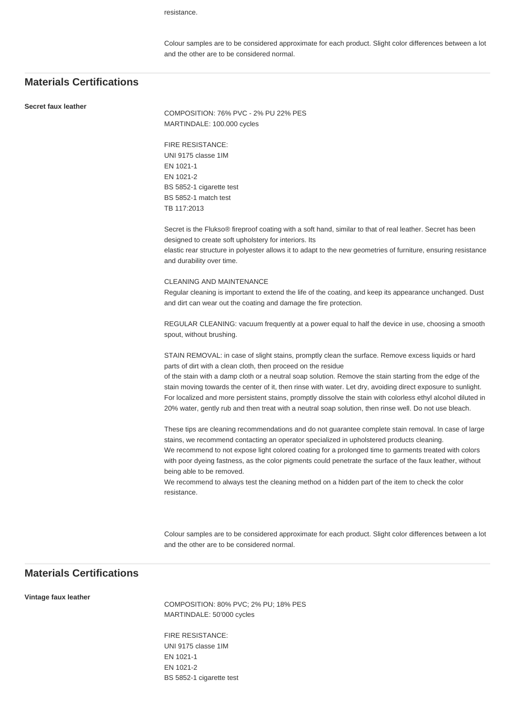resistance.

Colour samples are to be considered approximate for each product. Slight color differences between a lot and the other are to be considered normal.

## Materials Certifications

**Secret faux leather**

COMPOSITION: 76% PVC - 2% PU 22% PES
MARTINDALE: 100.000 cycles

FIRE RESISTANCE:
UNI 9175 classe 1IM
EN 1021-1
EN 1021-2
BS 5852-1 cigarette test
BS 5852-1 match test
TB 117:2013

Secret is the Flukso® fireproof coating with a soft hand, similar to that of real leather. Secret has been designed to create soft upholstery for interiors. Its
elastic rear structure in polyester allows it to adapt to the new geometries of furniture, ensuring resistance and durability over time.

CLEANING AND MAINTENANCE
Regular cleaning is important to extend the life of the coating, and keep its appearance unchanged. Dust and dirt can wear out the coating and damage the fire protection.

REGULAR CLEANING: vacuum frequently at a power equal to half the device in use, choosing a smooth spout, without brushing.

STAIN REMOVAL: in case of slight stains, promptly clean the surface. Remove excess liquids or hard parts of dirt with a clean cloth, then proceed on the residue
of the stain with a damp cloth or a neutral soap solution. Remove the stain starting from the edge of the stain moving towards the center of it, then rinse with water. Let dry, avoiding direct exposure to sunlight. For localized and more persistent stains, promptly dissolve the stain with colorless ethyl alcohol diluted in 20% water, gently rub and then treat with a neutral soap solution, then rinse well. Do not use bleach.

These tips are cleaning recommendations and do not guarantee complete stain removal. In case of large stains, we recommend contacting an operator specialized in upholstered products cleaning.
We recommend to not expose light colored coating for a prolonged time to garments treated with colors with poor dyeing fastness, as the color pigments could penetrate the surface of the faux leather, without being able to be removed.
We recommend to always test the cleaning method on a hidden part of the item to check the color resistance.

Colour samples are to be considered approximate for each product. Slight color differences between a lot and the other are to be considered normal.

## Materials Certifications

**Vintage faux leather**

COMPOSITION: 80% PVC; 2% PU; 18% PES
MARTINDALE: 50'000 cycles

FIRE RESISTANCE:
UNI 9175 classe 1IM
EN 1021-1
EN 1021-2
BS 5852-1 cigarette test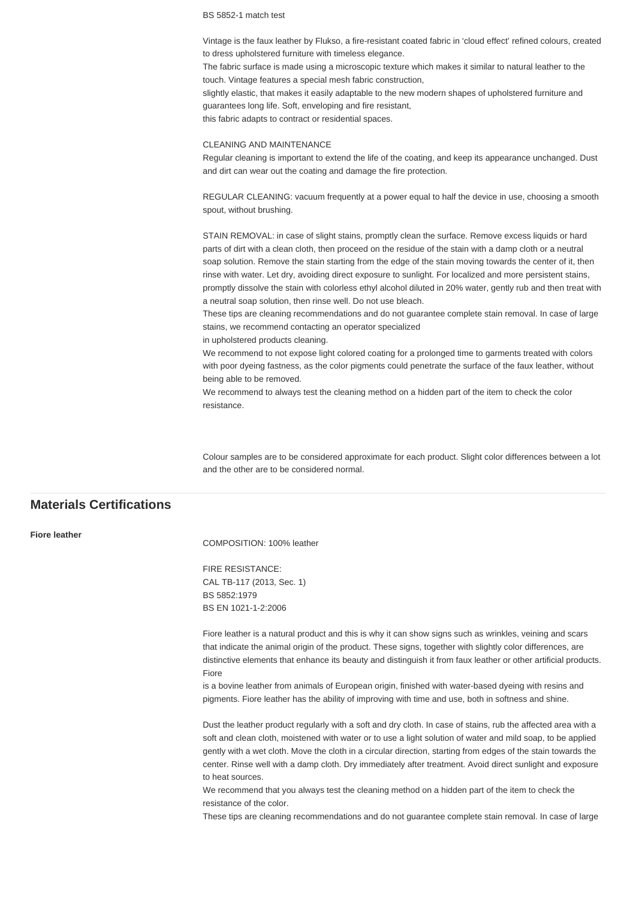BS 5852-1 match test

Vintage is the faux leather by Flukso, a fire-resistant coated fabric in 'cloud effect' refined colours, created to dress upholstered furniture with timeless elegance.
The fabric surface is made using a microscopic texture which makes it similar to natural leather to the touch. Vintage features a special mesh fabric construction,
slightly elastic, that makes it easily adaptable to the new modern shapes of upholstered furniture and guarantees long life. Soft, enveloping and fire resistant,
this fabric adapts to contract or residential spaces.

CLEANING AND MAINTENANCE
Regular cleaning is important to extend the life of the coating, and keep its appearance unchanged. Dust and dirt can wear out the coating and damage the fire protection.

REGULAR CLEANING: vacuum frequently at a power equal to half the device in use, choosing a smooth spout, without brushing.

STAIN REMOVAL: in case of slight stains, promptly clean the surface. Remove excess liquids or hard parts of dirt with a clean cloth, then proceed on the residue of the stain with a damp cloth or a neutral soap solution. Remove the stain starting from the edge of the stain moving towards the center of it, then rinse with water. Let dry, avoiding direct exposure to sunlight. For localized and more persistent stains, promptly dissolve the stain with colorless ethyl alcohol diluted in 20% water, gently rub and then treat with a neutral soap solution, then rinse well. Do not use bleach.
These tips are cleaning recommendations and do not guarantee complete stain removal. In case of large stains, we recommend contacting an operator specialized
in upholstered products cleaning.
We recommend to not expose light colored coating for a prolonged time to garments treated with colors with poor dyeing fastness, as the color pigments could penetrate the surface of the faux leather, without being able to be removed.
We recommend to always test the cleaning method on a hidden part of the item to check the color resistance.

Colour samples are to be considered approximate for each product. Slight color differences between a lot and the other are to be considered normal.

## Materials Certifications

**Fiore leather**

COMPOSITION: 100% leather

FIRE RESISTANCE:
CAL TB-117 (2013, Sec. 1)
BS 5852:1979
BS EN 1021-1-2:2006

Fiore leather is a natural product and this is why it can show signs such as wrinkles, veining and scars that indicate the animal origin of the product. These signs, together with slightly color differences, are distinctive elements that enhance its beauty and distinguish it from faux leather or other artificial products. Fiore
is a bovine leather from animals of European origin, finished with water-based dyeing with resins and pigments. Fiore leather has the ability of improving with time and use, both in softness and shine.

Dust the leather product regularly with a soft and dry cloth. In case of stains, rub the affected area with a soft and clean cloth, moistened with water or to use a light solution of water and mild soap, to be applied gently with a wet cloth. Move the cloth in a circular direction, starting from edges of the stain towards the center. Rinse well with a damp cloth. Dry immediately after treatment. Avoid direct sunlight and exposure to heat sources.
We recommend that you always test the cleaning method on a hidden part of the item to check the resistance of the color.
These tips are cleaning recommendations and do not guarantee complete stain removal. In case of large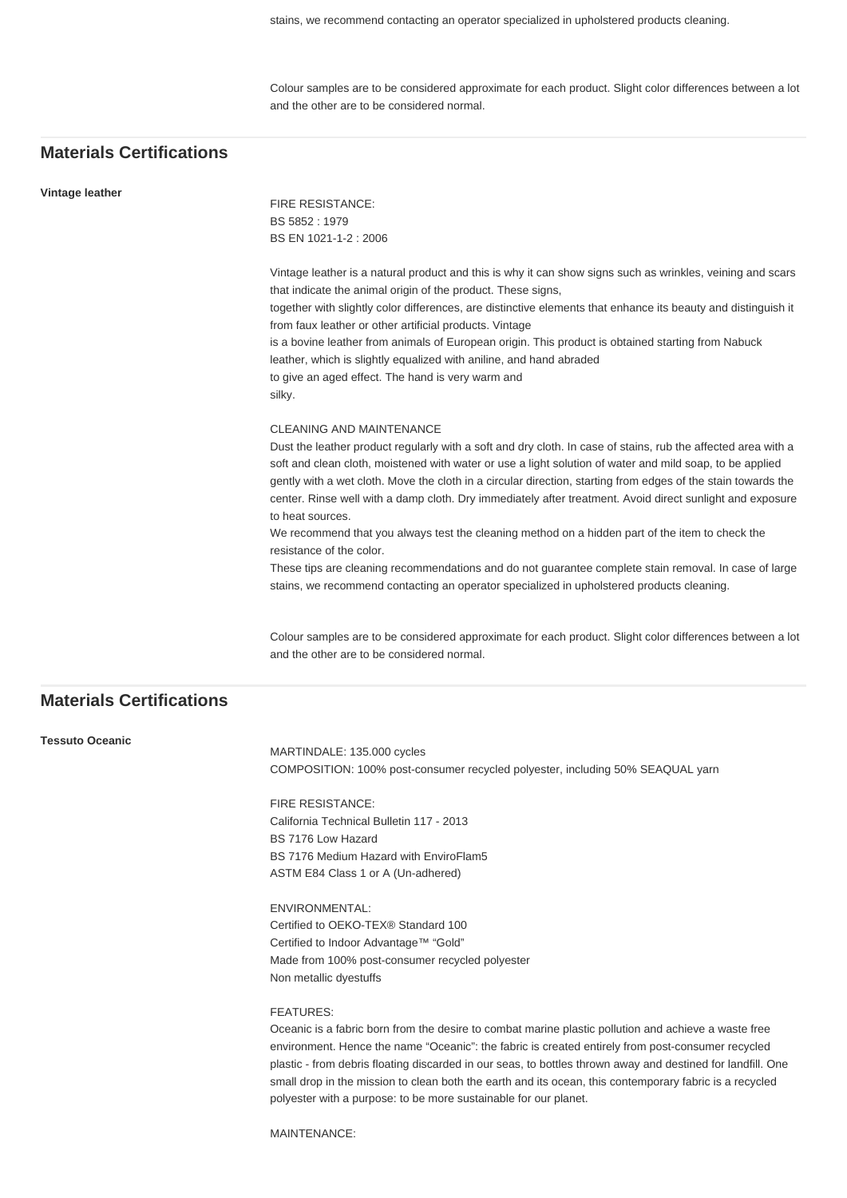stains, we recommend contacting an operator specialized in upholstered products cleaning.

Colour samples are to be considered approximate for each product. Slight color differences between a lot and the other are to be considered normal.

## Materials Certifications

**Vintage leather**

FIRE RESISTANCE:
BS 5852 : 1979
BS EN 1021-1-2 : 2006

Vintage leather is a natural product and this is why it can show signs such as wrinkles, veining and scars that indicate the animal origin of the product. These signs,
together with slightly color differences, are distinctive elements that enhance its beauty and distinguish it from faux leather or other artificial products. Vintage
is a bovine leather from animals of European origin. This product is obtained starting from Nabuck leather, which is slightly equalized with aniline, and hand abraded
to give an aged effect. The hand is very warm and
silky.

CLEANING AND MAINTENANCE
Dust the leather product regularly with a soft and dry cloth. In case of stains, rub the affected area with a soft and clean cloth, moistened with water or use a light solution of water and mild soap, to be applied gently with a wet cloth. Move the cloth in a circular direction, starting from edges of the stain towards the center. Rinse well with a damp cloth. Dry immediately after treatment. Avoid direct sunlight and exposure to heat sources.
We recommend that you always test the cleaning method on a hidden part of the item to check the resistance of the color.
These tips are cleaning recommendations and do not guarantee complete stain removal. In case of large stains, we recommend contacting an operator specialized in upholstered products cleaning.

Colour samples are to be considered approximate for each product. Slight color differences between a lot and the other are to be considered normal.

## Materials Certifications

**Tessuto Oceanic**

MARTINDALE: 135.000 cycles
COMPOSITION: 100% post-consumer recycled polyester, including 50% SEAQUAL yarn

FIRE RESISTANCE:
California Technical Bulletin 117 - 2013
BS 7176 Low Hazard
BS 7176 Medium Hazard with EnviroFlam5
ASTM E84 Class 1 or A (Un-adhered)

ENVIRONMENTAL:
Certified to OEKO-TEX® Standard 100
Certified to Indoor Advantage™ "Gold"
Made from 100% post-consumer recycled polyester
Non metallic dyestuffs

FEATURES:
Oceanic is a fabric born from the desire to combat marine plastic pollution and achieve a waste free environment. Hence the name "Oceanic": the fabric is created entirely from post-consumer recycled plastic - from debris floating discarded in our seas, to bottles thrown away and destined for landfill. One small drop in the mission to clean both the earth and its ocean, this contemporary fabric is a recycled polyester with a purpose: to be more sustainable for our planet.

MAINTENANCE: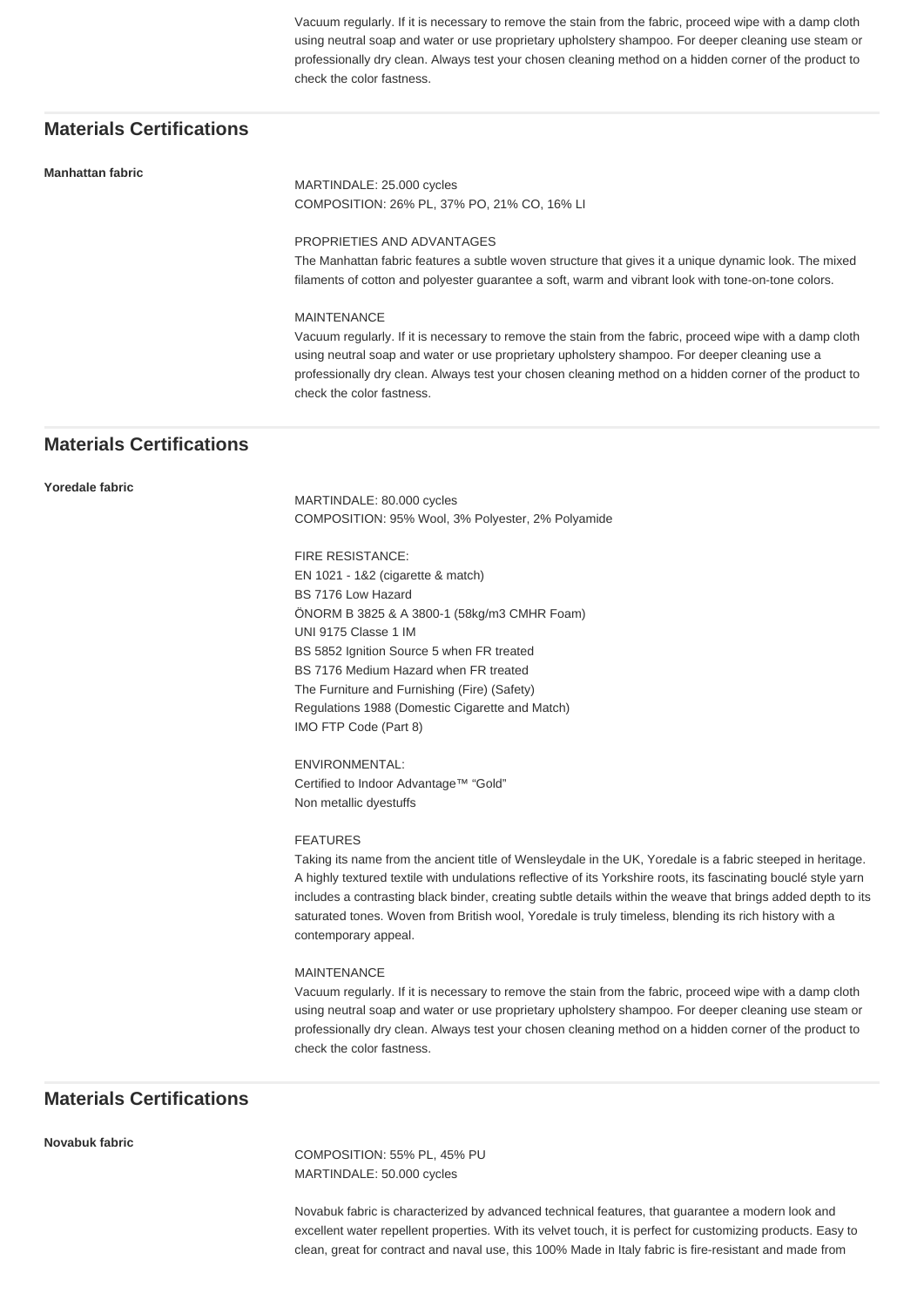Vacuum regularly. If it is necessary to remove the stain from the fabric, proceed wipe with a damp cloth using neutral soap and water or use proprietary upholstery shampoo. For deeper cleaning use steam or professionally dry clean. Always test your chosen cleaning method on a hidden corner of the product to check the color fastness.

## Materials Certifications

**Manhattan fabric**

MARTINDALE: 25.000 cycles
COMPOSITION: 26% PL, 37% PO, 21% CO, 16% LI

PROPRIETIES AND ADVANTAGES
The Manhattan fabric features a subtle woven structure that gives it a unique dynamic look. The mixed filaments of cotton and polyester guarantee a soft, warm and vibrant look with tone-on-tone colors.

MAINTENANCE
Vacuum regularly. If it is necessary to remove the stain from the fabric, proceed wipe with a damp cloth using neutral soap and water or use proprietary upholstery shampoo. For deeper cleaning use a professionally dry clean. Always test your chosen cleaning method on a hidden corner of the product to check the color fastness.

## Materials Certifications

**Yoredale fabric**

MARTINDALE: 80.000 cycles
COMPOSITION: 95% Wool, 3% Polyester, 2% Polyamide

FIRE RESISTANCE:
EN 1021 - 1&2 (cigarette & match)
BS 7176 Low Hazard
ÖNORM B 3825 & A 3800-1 (58kg/m3 CMHR Foam)
UNI 9175 Classe 1 IM
BS 5852 Ignition Source 5 when FR treated
BS 7176 Medium Hazard when FR treated
The Furniture and Furnishing (Fire) (Safety)
Regulations 1988 (Domestic Cigarette and Match)
IMO FTP Code (Part 8)

ENVIRONMENTAL:
Certified to Indoor Advantage™ "Gold"
Non metallic dyestuffs

FEATURES
Taking its name from the ancient title of Wensleydale in the UK, Yoredale is a fabric steeped in heritage. A highly textured textile with undulations reflective of its Yorkshire roots, its fascinating bouclé style yarn includes a contrasting black binder, creating subtle details within the weave that brings added depth to its saturated tones. Woven from British wool, Yoredale is truly timeless, blending its rich history with a contemporary appeal.

MAINTENANCE
Vacuum regularly. If it is necessary to remove the stain from the fabric, proceed wipe with a damp cloth using neutral soap and water or use proprietary upholstery shampoo. For deeper cleaning use steam or professionally dry clean. Always test your chosen cleaning method on a hidden corner of the product to check the color fastness.

## Materials Certifications

**Novabuk fabric**

COMPOSITION: 55% PL, 45% PU
MARTINDALE: 50.000 cycles

Novabuk fabric is characterized by advanced technical features, that guarantee a modern look and excellent water repellent properties. With its velvet touch, it is perfect for customizing products. Easy to clean, great for contract and naval use, this 100% Made in Italy fabric is fire-resistant and made from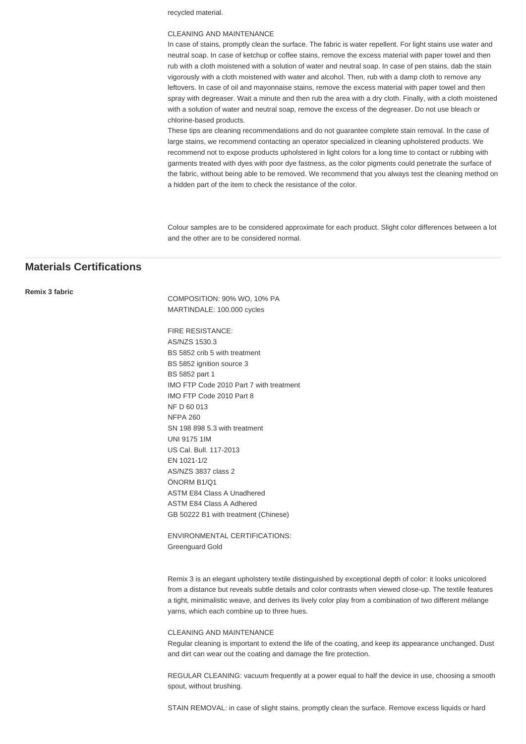recycled material.

CLEANING AND MAINTENANCE
In case of stains, promptly clean the surface. The fabric is water repellent. For light stains use water and neutral soap. In case of ketchup or coffee stains, remove the excess material with paper towel and then rub with a cloth moistened with a solution of water and neutral soap. In case of pen stains, dab the stain vigorously with a cloth moistened with water and alcohol. Then, rub with a damp cloth to remove any leftovers. In case of oil and mayonnaise stains, remove the excess material with paper towel and then spray with degreaser. Wait a minute and then rub the area with a dry cloth. Finally, with a cloth moistened with a solution of water and neutral soap, remove the excess of the degreaser. Do not use bleach or chlorine-based products.
These tips are cleaning recommendations and do not guarantee complete stain removal. In the case of large stains, we recommend contacting an operator specialized in cleaning upholstered products. We recommend not to expose products upholstered in light colors for a long time to contact or rubbing with garments treated with dyes with poor dye fastness, as the color pigments could penetrate the surface of the fabric, without being able to be removed. We recommend that you always test the cleaning method on a hidden part of the item to check the resistance of the color.

Colour samples are to be considered approximate for each product. Slight color differences between a lot and the other are to be considered normal.

## Materials Certifications

**Remix 3 fabric**

COMPOSITION: 90% WO, 10% PA
MARTINDALE: 100.000 cycles

FIRE RESISTANCE:
AS/NZS 1530.3
BS 5852 crib 5 with treatment
BS 5852 ignition source 3
BS 5852 part 1
IMO FTP Code 2010 Part 7 with treatment
IMO FTP Code 2010 Part 8
NF D 60 013
NFPA 260
SN 198 898 5.3 with treatment
UNI 9175 1IM
US Cal. Bull. 117-2013
EN 1021-1/2
AS/NZS 3837 class 2
ÖNORM B1/Q1
ASTM E84 Class A Unadhered
ASTM E84 Class A Adhered
GB 50222 B1 with treatment (Chinese)

ENVIRONMENTAL CERTIFICATIONS:
Greenguard Gold

Remix 3 is an elegant upholstery textile distinguished by exceptional depth of color: it looks unicolored from a distance but reveals subtle details and color contrasts when viewed close-up. The textile features a tight, minimalistic weave, and derives its lively color play from a combination of two different mélange yarns, which each combine up to three hues.

CLEANING AND MAINTENANCE
Regular cleaning is important to extend the life of the coating, and keep its appearance unchanged. Dust and dirt can wear out the coating and damage the fire protection.

REGULAR CLEANING: vacuum frequently at a power equal to half the device in use, choosing a smooth spout, without brushing.

STAIN REMOVAL: in case of slight stains, promptly clean the surface. Remove excess liquids or hard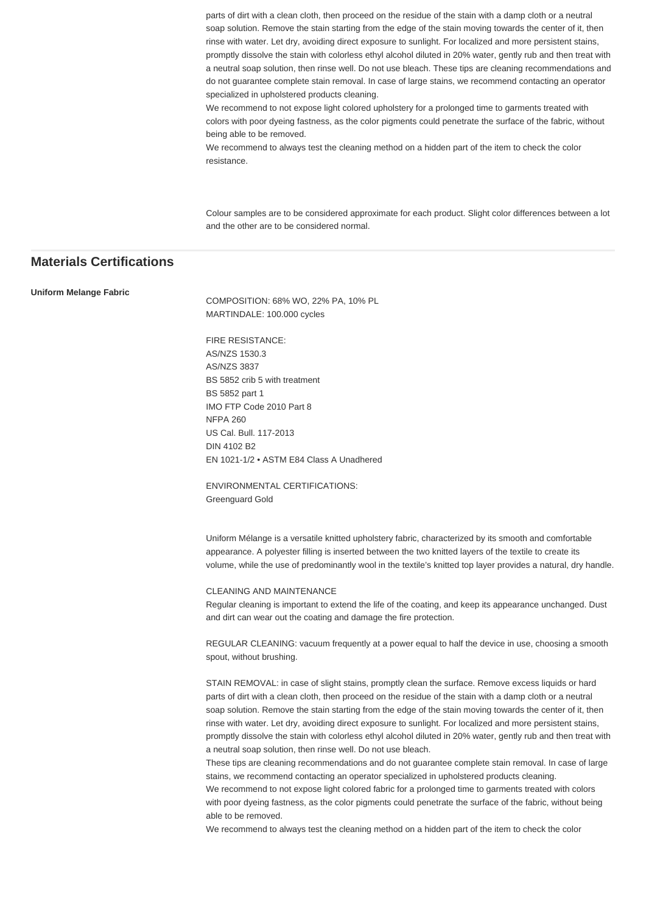parts of dirt with a clean cloth, then proceed on the residue of the stain with a damp cloth or a neutral soap solution. Remove the stain starting from the edge of the stain moving towards the center of it, then rinse with water. Let dry, avoiding direct exposure to sunlight. For localized and more persistent stains, promptly dissolve the stain with colorless ethyl alcohol diluted in 20% water, gently rub and then treat with a neutral soap solution, then rinse well. Do not use bleach. These tips are cleaning recommendations and do not guarantee complete stain removal. In case of large stains, we recommend contacting an operator specialized in upholstered products cleaning.
We recommend to not expose light colored upholstery for a prolonged time to garments treated with colors with poor dyeing fastness, as the color pigments could penetrate the surface of the fabric, without being able to be removed.
We recommend to always test the cleaning method on a hidden part of the item to check the color resistance.

Colour samples are to be considered approximate for each product. Slight color differences between a lot and the other are to be considered normal.

## Materials Certifications

**Uniform Melange Fabric**

COMPOSITION: 68% WO, 22% PA, 10% PL
MARTINDALE: 100.000 cycles

FIRE RESISTANCE:
AS/NZS 1530.3
AS/NZS 3837
BS 5852 crib 5 with treatment
BS 5852 part 1
IMO FTP Code 2010 Part 8
NFPA 260
US Cal. Bull. 117-2013
DIN 4102 B2
EN 1021-1/2 • ASTM E84 Class A Unadhered

ENVIRONMENTAL CERTIFICATIONS:
Greenguard Gold

Uniform Mélange is a versatile knitted upholstery fabric, characterized by its smooth and comfortable appearance. A polyester filling is inserted between the two knitted layers of the textile to create its volume, while the use of predominantly wool in the textile's knitted top layer provides a natural, dry handle.

CLEANING AND MAINTENANCE
Regular cleaning is important to extend the life of the coating, and keep its appearance unchanged. Dust and dirt can wear out the coating and damage the fire protection.

REGULAR CLEANING: vacuum frequently at a power equal to half the device in use, choosing a smooth spout, without brushing.

STAIN REMOVAL: in case of slight stains, promptly clean the surface. Remove excess liquids or hard parts of dirt with a clean cloth, then proceed on the residue of the stain with a damp cloth or a neutral soap solution. Remove the stain starting from the edge of the stain moving towards the center of it, then rinse with water. Let dry, avoiding direct exposure to sunlight. For localized and more persistent stains, promptly dissolve the stain with colorless ethyl alcohol diluted in 20% water, gently rub and then treat with a neutral soap solution, then rinse well. Do not use bleach.
These tips are cleaning recommendations and do not guarantee complete stain removal. In case of large stains, we recommend contacting an operator specialized in upholstered products cleaning.
We recommend to not expose light colored fabric for a prolonged time to garments treated with colors with poor dyeing fastness, as the color pigments could penetrate the surface of the fabric, without being able to be removed.
We recommend to always test the cleaning method on a hidden part of the item to check the color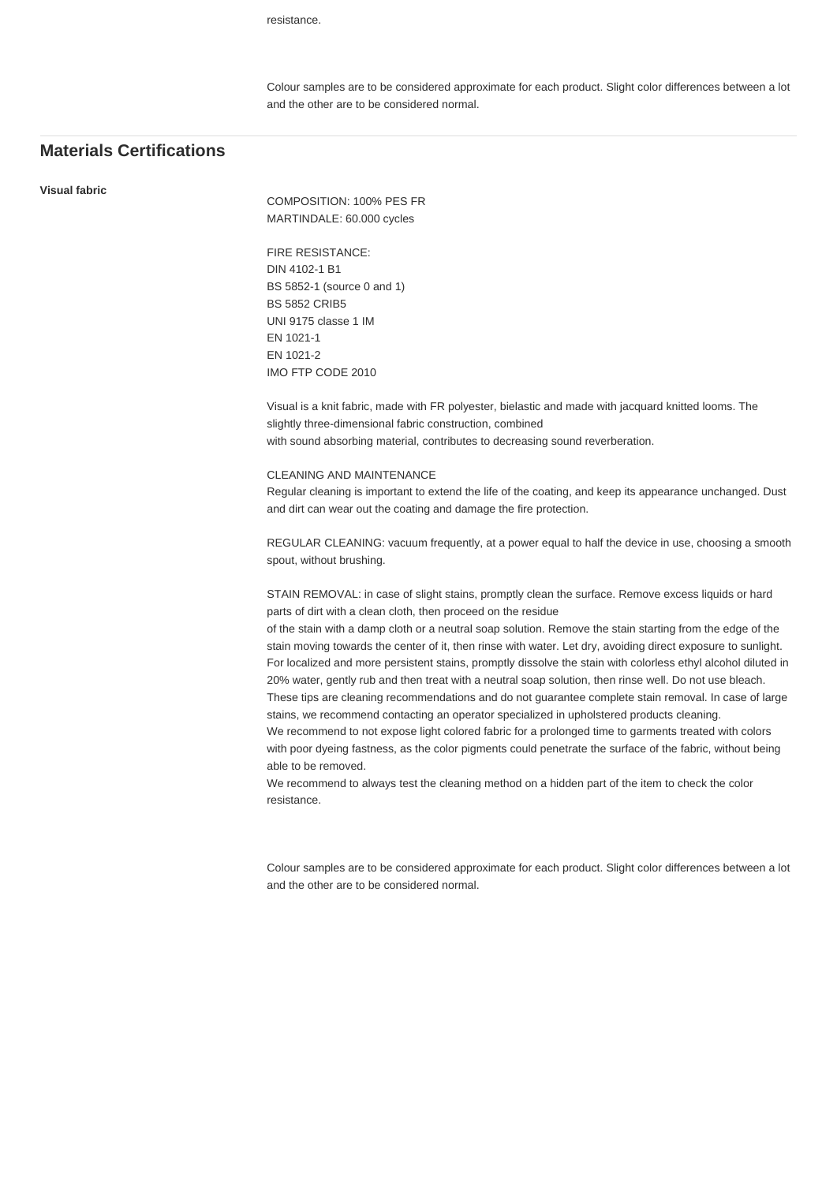resistance.

Colour samples are to be considered approximate for each product. Slight color differences between a lot and the other are to be considered normal.

## Materials Certifications

**Visual fabric**

COMPOSITION: 100% PES FR
MARTINDALE: 60.000 cycles

FIRE RESISTANCE:
DIN 4102-1 B1
BS 5852-1 (source 0 and 1)
BS 5852 CRIB5
UNI 9175 classe 1 IM
EN 1021-1
EN 1021-2
IMO FTP CODE 2010

Visual is a knit fabric, made with FR polyester, bielastic and made with jacquard knitted looms. The slightly three-dimensional fabric construction, combined
with sound absorbing material, contributes to decreasing sound reverberation.

CLEANING AND MAINTENANCE
Regular cleaning is important to extend the life of the coating, and keep its appearance unchanged. Dust and dirt can wear out the coating and damage the fire protection.

REGULAR CLEANING: vacuum frequently, at a power equal to half the device in use, choosing a smooth spout, without brushing.

STAIN REMOVAL: in case of slight stains, promptly clean the surface. Remove excess liquids or hard parts of dirt with a clean cloth, then proceed on the residue
of the stain with a damp cloth or a neutral soap solution. Remove the stain starting from the edge of the stain moving towards the center of it, then rinse with water. Let dry, avoiding direct exposure to sunlight.
For localized and more persistent stains, promptly dissolve the stain with colorless ethyl alcohol diluted in 20% water, gently rub and then treat with a neutral soap solution, then rinse well. Do not use bleach.
These tips are cleaning recommendations and do not guarantee complete stain removal. In case of large stains, we recommend contacting an operator specialized in upholstered products cleaning.
We recommend to not expose light colored fabric for a prolonged time to garments treated with colors with poor dyeing fastness, as the color pigments could penetrate the surface of the fabric, without being able to be removed.
We recommend to always test the cleaning method on a hidden part of the item to check the color resistance.

Colour samples are to be considered approximate for each product. Slight color differences between a lot and the other are to be considered normal.